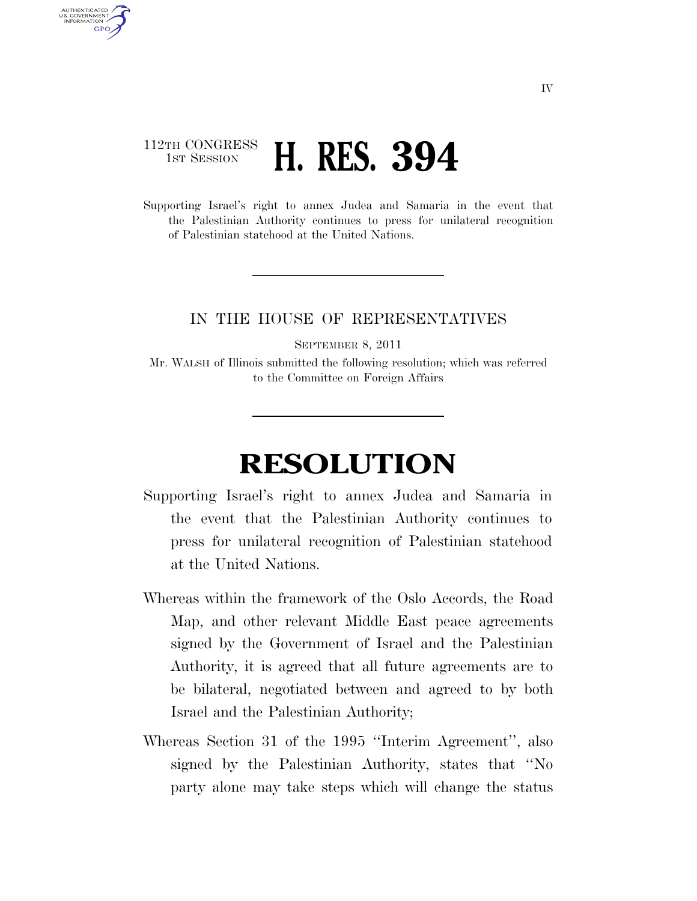112TH CONGRESS 1ST SESSION

# H. RES. 394

Supporting Israel's right to annex Judea and Samaria in the event that the Palestinian Authority continues to press for unilateral recognition of Palestinian statehood at the United Nations.

---

IN THE HOUSE OF REPRESENTATIVES

SEPTEMBER 8, 2011

Mr. WALSH of Illinois submitted the following resolution; which was referred to the Committee on Foreign Affairs

---

# RESOLUTION

Supporting Israel's right to annex Judea and Samaria in the event that the Palestinian Authority continues to press for unilateral recognition of Palestinian statehood at the United Nations.

Whereas within the framework of the Oslo Accords, the Road Map, and other relevant Middle East peace agreements signed by the Government of Israel and the Palestinian Authority, it is agreed that all future agreements are to be bilateral, negotiated between and agreed to by both Israel and the Palestinian Authority;

Whereas Section 31 of the 1995 "Interim Agreement", also signed by the Palestinian Authority, states that "No party alone may take steps which will change the status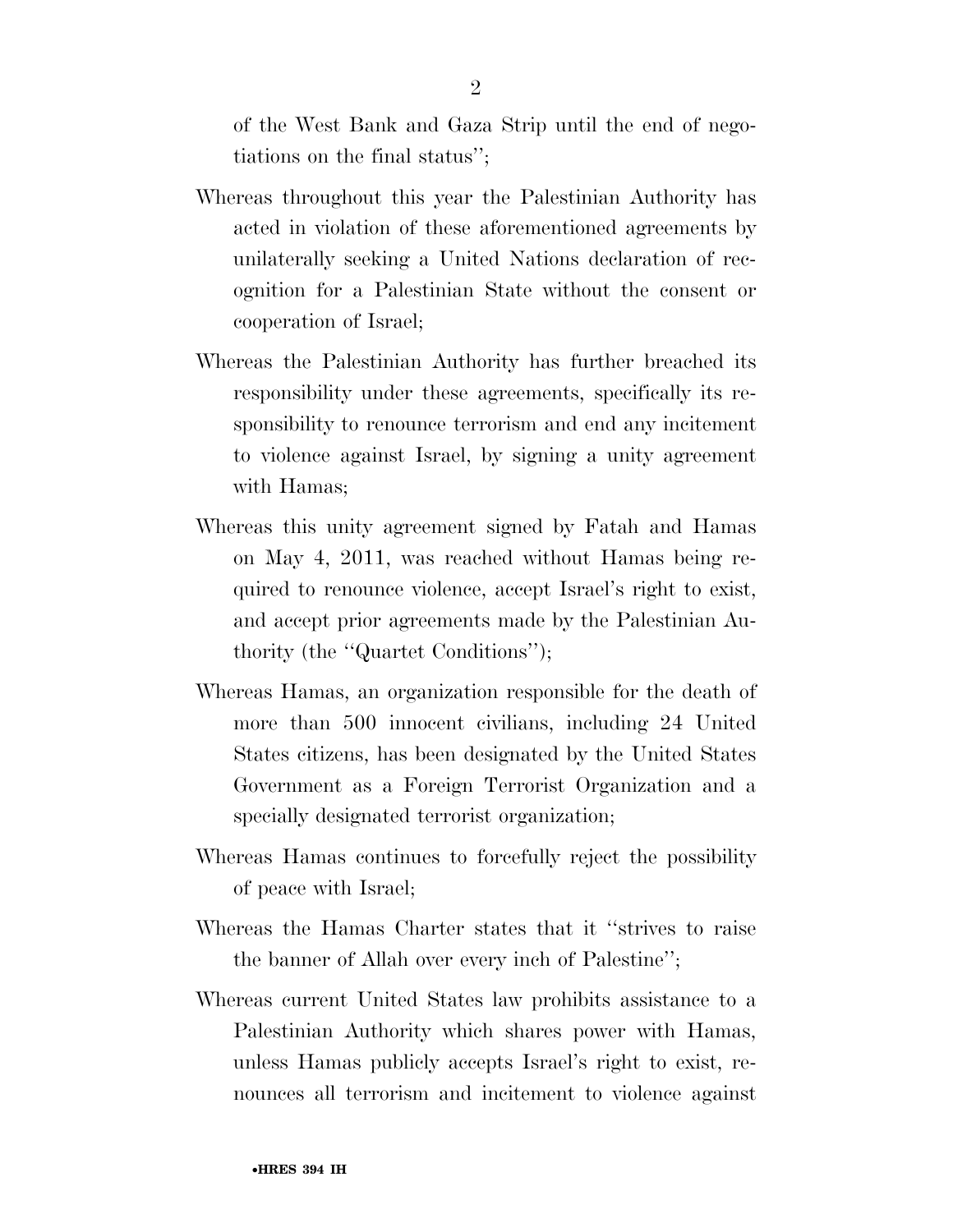of the West Bank and Gaza Strip until the end of negotiations on the final status'';

Whereas throughout this year the Palestinian Authority has acted in violation of these aforementioned agreements by unilaterally seeking a United Nations declaration of recognition for a Palestinian State without the consent or cooperation of Israel;

Whereas the Palestinian Authority has further breached its responsibility under these agreements, specifically its responsibility to renounce terrorism and end any incitement to violence against Israel, by signing a unity agreement with Hamas;

Whereas this unity agreement signed by Fatah and Hamas on May 4, 2011, was reached without Hamas being required to renounce violence, accept Israel's right to exist, and accept prior agreements made by the Palestinian Authority (the ''Quartet Conditions'');

Whereas Hamas, an organization responsible for the death of more than 500 innocent civilians, including 24 United States citizens, has been designated by the United States Government as a Foreign Terrorist Organization and a specially designated terrorist organization;

Whereas Hamas continues to forcefully reject the possibility of peace with Israel;

Whereas the Hamas Charter states that it ''strives to raise the banner of Allah over every inch of Palestine'';

Whereas current United States law prohibits assistance to a Palestinian Authority which shares power with Hamas, unless Hamas publicly accepts Israel's right to exist, renounces all terrorism and incitement to violence against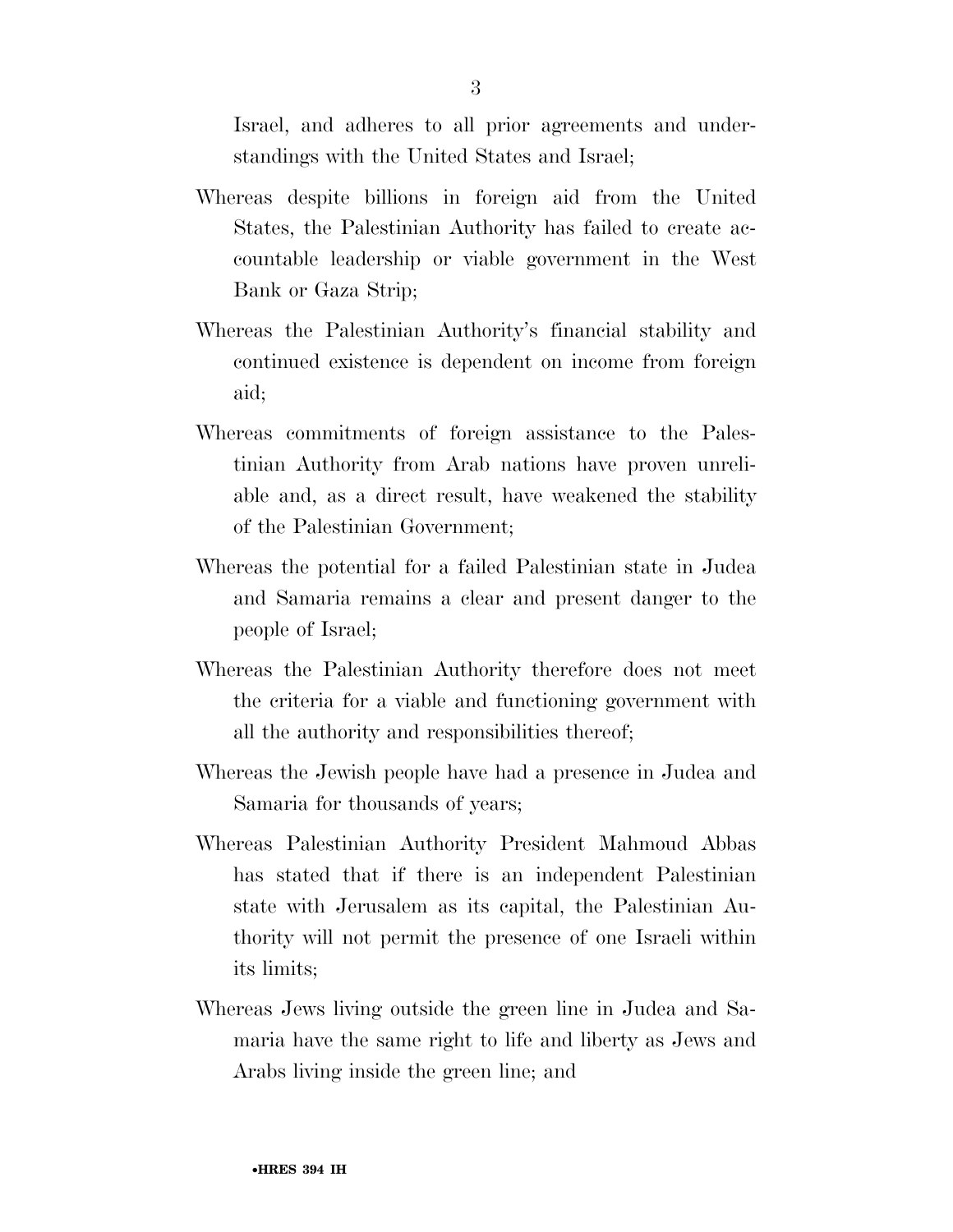Israel, and adheres to all prior agreements and understandings with the United States and Israel;

Whereas despite billions in foreign aid from the United States, the Palestinian Authority has failed to create accountable leadership or viable government in the West Bank or Gaza Strip;

Whereas the Palestinian Authority's financial stability and continued existence is dependent on income from foreign aid;

Whereas commitments of foreign assistance to the Palestinian Authority from Arab nations have proven unreliable and, as a direct result, have weakened the stability of the Palestinian Government;

Whereas the potential for a failed Palestinian state in Judea and Samaria remains a clear and present danger to the people of Israel;

Whereas the Palestinian Authority therefore does not meet the criteria for a viable and functioning government with all the authority and responsibilities thereof;

Whereas the Jewish people have had a presence in Judea and Samaria for thousands of years;

Whereas Palestinian Authority President Mahmoud Abbas has stated that if there is an independent Palestinian state with Jerusalem as its capital, the Palestinian Authority will not permit the presence of one Israeli within its limits;

Whereas Jews living outside the green line in Judea and Samaria have the same right to life and liberty as Jews and Arabs living inside the green line; and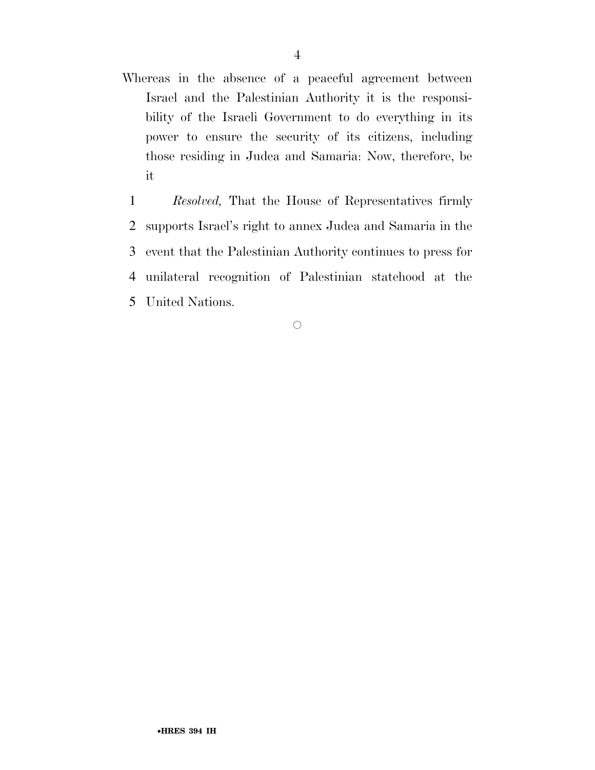Whereas in the absence of a peaceful agreement between Israel and the Palestinian Authority it is the responsibility of the Israeli Government to do everything in its power to ensure the security of its citizens, including those residing in Judea and Samaria: Now, therefore, be it

*Resolved,* That the House of Representatives firmly supports Israel's right to annex Judea and Samaria in the event that the Palestinian Authority continues to press for unilateral recognition of Palestinian statehood at the United Nations.

○